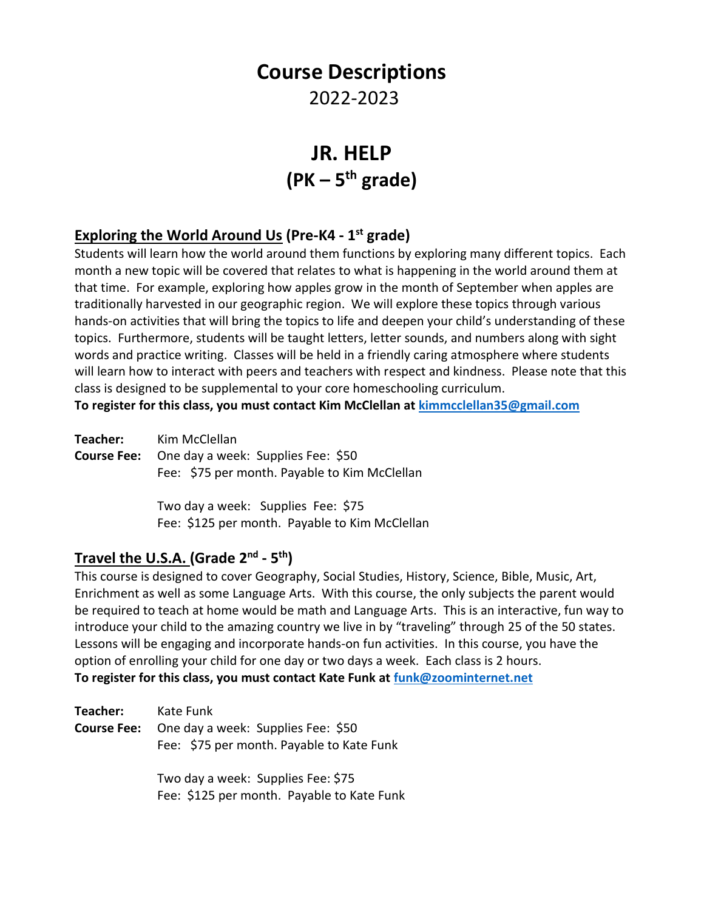# Course Descriptions

2022-2023

# JR. HELP
# (PK – 5th grade)

## Exploring the World Around Us (Pre-K4 - 1st grade)

Students will learn how the world around them functions by exploring many different topics. Each month a new topic will be covered that relates to what is happening in the world around them at that time. For example, exploring how apples grow in the month of September when apples are traditionally harvested in our geographic region. We will explore these topics through various hands-on activities that will bring the topics to life and deepen your child's understanding of these topics. Furthermore, students will be taught letters, letter sounds, and numbers along with sight words and practice writing. Classes will be held in a friendly caring atmosphere where students will learn how to interact with peers and teachers with respect and kindness. Please note that this class is designed to be supplemental to your core homeschooling curriculum.

**To register for this class, you must contact Kim McClellan at kimmcclellan35@gmail.com**

**Teacher:** Kim McClellan

**Course Fee:** One day a week: Supplies Fee: $50
Fee: $75 per month. Payable to Kim McClellan

Two day a week: Supplies Fee: $75
Fee: $125 per month. Payable to Kim McClellan

## Travel the U.S.A. (Grade 2nd - 5th)

This course is designed to cover Geography, Social Studies, History, Science, Bible, Music, Art, Enrichment as well as some Language Arts. With this course, the only subjects the parent would be required to teach at home would be math and Language Arts. This is an interactive, fun way to introduce your child to the amazing country we live in by "traveling" through 25 of the 50 states. Lessons will be engaging and incorporate hands-on fun activities. In this course, you have the option of enrolling your child for one day or two days a week. Each class is 2 hours.

**To register for this class, you must contact Kate Funk at funk@zoominternet.net**

**Teacher:** Kate Funk

**Course Fee:** One day a week: Supplies Fee: $50
Fee: $75 per month. Payable to Kate Funk

Two day a week: Supplies Fee: $75
Fee: $125 per month. Payable to Kate Funk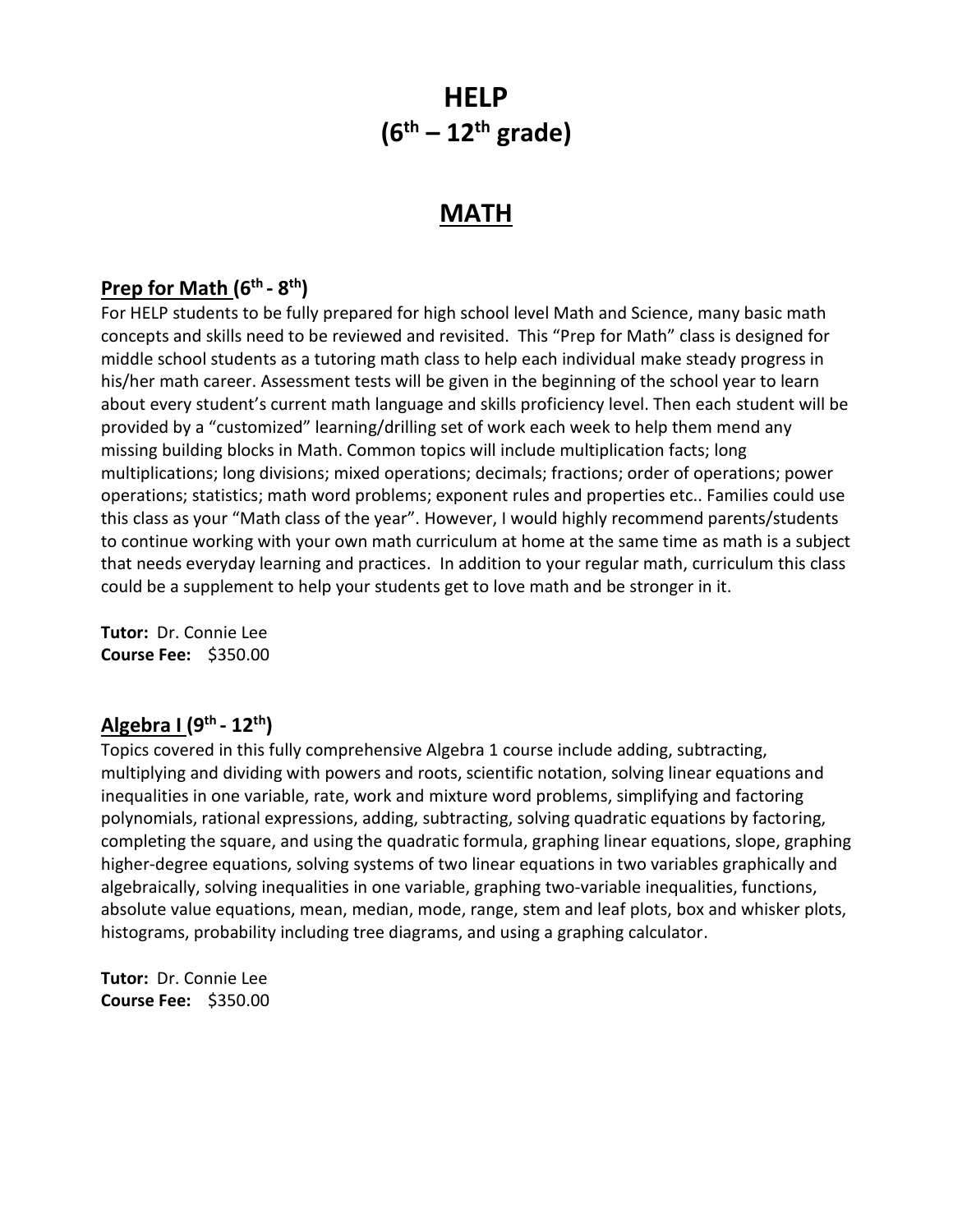# HELP
# ($6^{th}$ – $12^{th}$ grade)

## MATH

### Prep for Math ($6^{th}$ - $8^{th}$)

For HELP students to be fully prepared for high school level Math and Science, many basic math concepts and skills need to be reviewed and revisited. This "Prep for Math" class is designed for middle school students as a tutoring math class to help each individual make steady progress in his/her math career. Assessment tests will be given in the beginning of the school year to learn about every student's current math language and skills proficiency level. Then each student will be provided by a "customized" learning/drilling set of work each week to help them mend any missing building blocks in Math. Common topics will include multiplication facts; long multiplications; long divisions; mixed operations; decimals; fractions; order of operations; power operations; statistics; math word problems; exponent rules and properties etc.. Families could use this class as your "Math class of the year". However, I would highly recommend parents/students to continue working with your own math curriculum at home at the same time as math is a subject that needs everyday learning and practices. In addition to your regular math, curriculum this class could be a supplement to help your students get to love math and be stronger in it.

**Tutor:** Dr. Connie Lee
**Course Fee:** $350.00

### Algebra I ($9^{th}$ - $12^{th}$)

Topics covered in this fully comprehensive Algebra 1 course include adding, subtracting, multiplying and dividing with powers and roots, scientific notation, solving linear equations and inequalities in one variable, rate, work and mixture word problems, simplifying and factoring polynomials, rational expressions, adding, subtracting, solving quadratic equations by factoring, completing the square, and using the quadratic formula, graphing linear equations, slope, graphing higher-degree equations, solving systems of two linear equations in two variables graphically and algebraically, solving inequalities in one variable, graphing two-variable inequalities, functions, absolute value equations, mean, median, mode, range, stem and leaf plots, box and whisker plots, histograms, probability including tree diagrams, and using a graphing calculator.

**Tutor:** Dr. Connie Lee
**Course Fee:** $350.00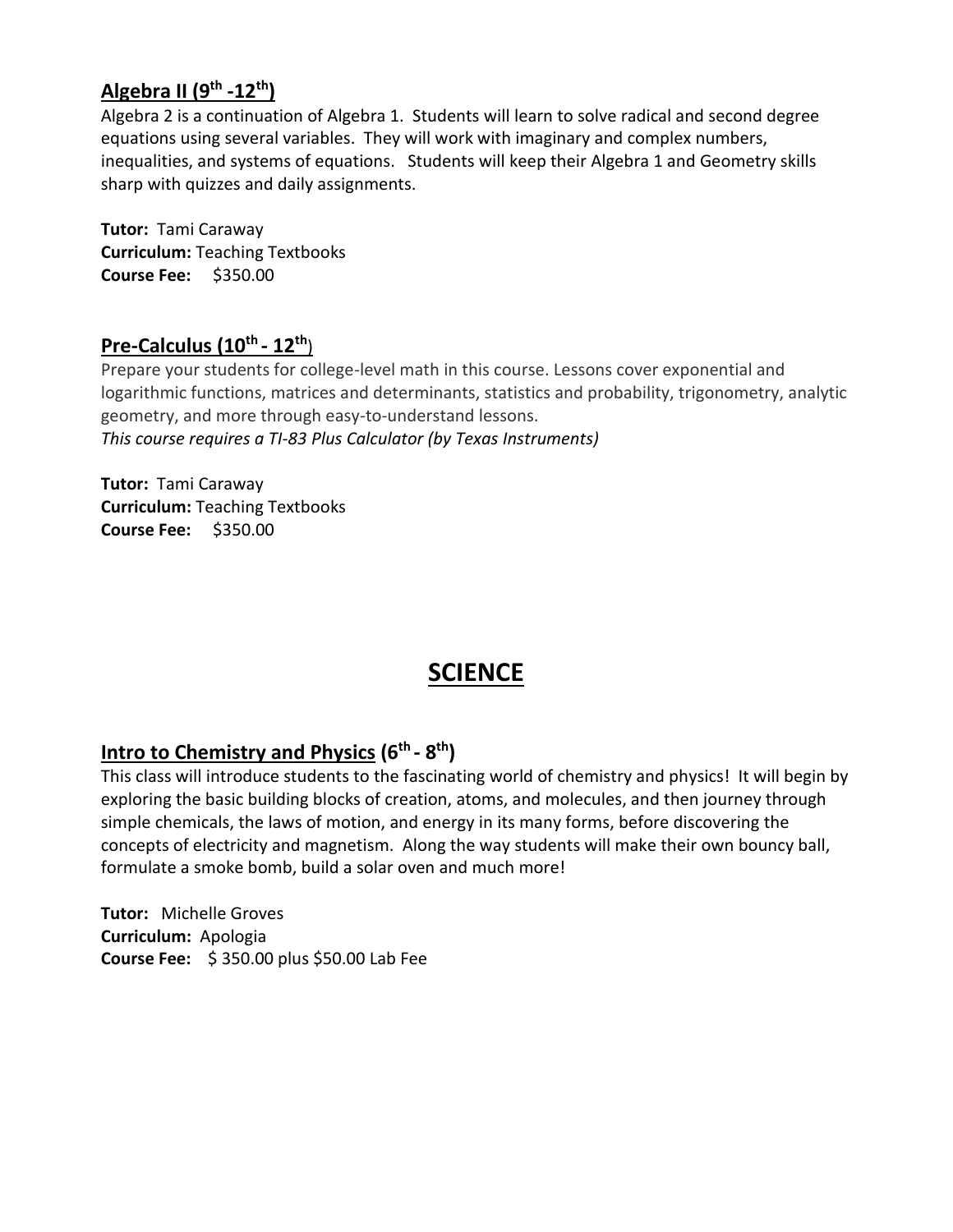### Algebra II (9th -12th)

Algebra 2 is a continuation of Algebra 1. Students will learn to solve radical and second degree equations using several variables. They will work with imaginary and complex numbers, inequalities, and systems of equations. Students will keep their Algebra 1 and Geometry skills sharp with quizzes and daily assignments.

**Tutor:** Tami Caraway
**Curriculum:** Teaching Textbooks
**Course Fee:** $350.00

### Pre-Calculus (10th - 12th)

Prepare your students for college-level math in this course. Lessons cover exponential and logarithmic functions, matrices and determinants, statistics and probability, trigonometry, analytic geometry, and more through easy-to-understand lessons.
*This course requires a TI-83 Plus Calculator (by Texas Instruments)*

**Tutor:** Tami Caraway
**Curriculum:** Teaching Textbooks
**Course Fee:** $350.00

## SCIENCE

### Intro to Chemistry and Physics (6th - 8th)

This class will introduce students to the fascinating world of chemistry and physics! It will begin by exploring the basic building blocks of creation, atoms, and molecules, and then journey through simple chemicals, the laws of motion, and energy in its many forms, before discovering the concepts of electricity and magnetism. Along the way students will make their own bouncy ball, formulate a smoke bomb, build a solar oven and much more!

**Tutor:** Michelle Groves
**Curriculum:** Apologia
**Course Fee:** $ 350.00 plus $50.00 Lab Fee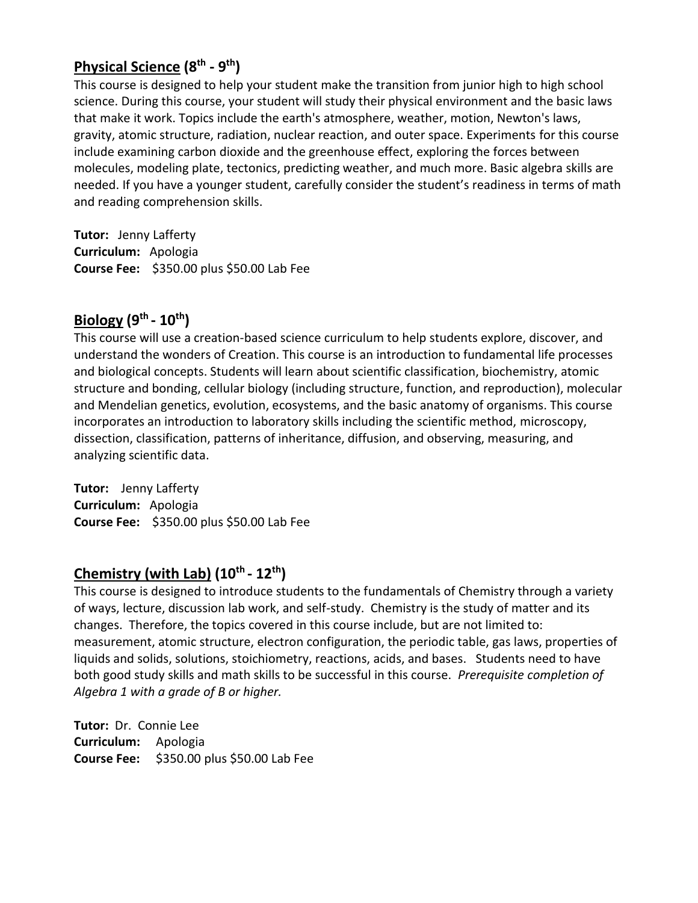## <u>Physical Science</u> (8th - 9th)

This course is designed to help your student make the transition from junior high to high school science. During this course, your student will study their physical environment and the basic laws that make it work. Topics include the earth's atmosphere, weather, motion, Newton's laws, gravity, atomic structure, radiation, nuclear reaction, and outer space. Experiments for this course include examining carbon dioxide and the greenhouse effect, exploring the forces between molecules, modeling plate, tectonics, predicting weather, and much more. Basic algebra skills are needed. If you have a younger student, carefully consider the student's readiness in terms of math and reading comprehension skills.

**Tutor:** Jenny Lafferty
**Curriculum:** Apologia
**Course Fee:** $350.00 plus $50.00 Lab Fee

## <u>Biology</u> (9th - 10th)

This course will use a creation-based science curriculum to help students explore, discover, and understand the wonders of Creation. This course is an introduction to fundamental life processes and biological concepts. Students will learn about scientific classification, biochemistry, atomic structure and bonding, cellular biology (including structure, function, and reproduction), molecular and Mendelian genetics, evolution, ecosystems, and the basic anatomy of organisms. This course incorporates an introduction to laboratory skills including the scientific method, microscopy, dissection, classification, patterns of inheritance, diffusion, and observing, measuring, and analyzing scientific data.

**Tutor:** Jenny Lafferty
**Curriculum:** Apologia
**Course Fee:** $350.00 plus $50.00 Lab Fee

## <u>Chemistry (with Lab)</u> (10th - 12th)

This course is designed to introduce students to the fundamentals of Chemistry through a variety of ways, lecture, discussion lab work, and self-study. Chemistry is the study of matter and its changes. Therefore, the topics covered in this course include, but are not limited to: measurement, atomic structure, electron configuration, the periodic table, gas laws, properties of liquids and solids, solutions, stoichiometry, reactions, acids, and bases. Students need to have both good study skills and math skills to be successful in this course. *Prerequisite completion of Algebra 1 with a grade of B or higher.*

**Tutor:** Dr. Connie Lee
**Curriculum:** Apologia
**Course Fee:** $350.00 plus $50.00 Lab Fee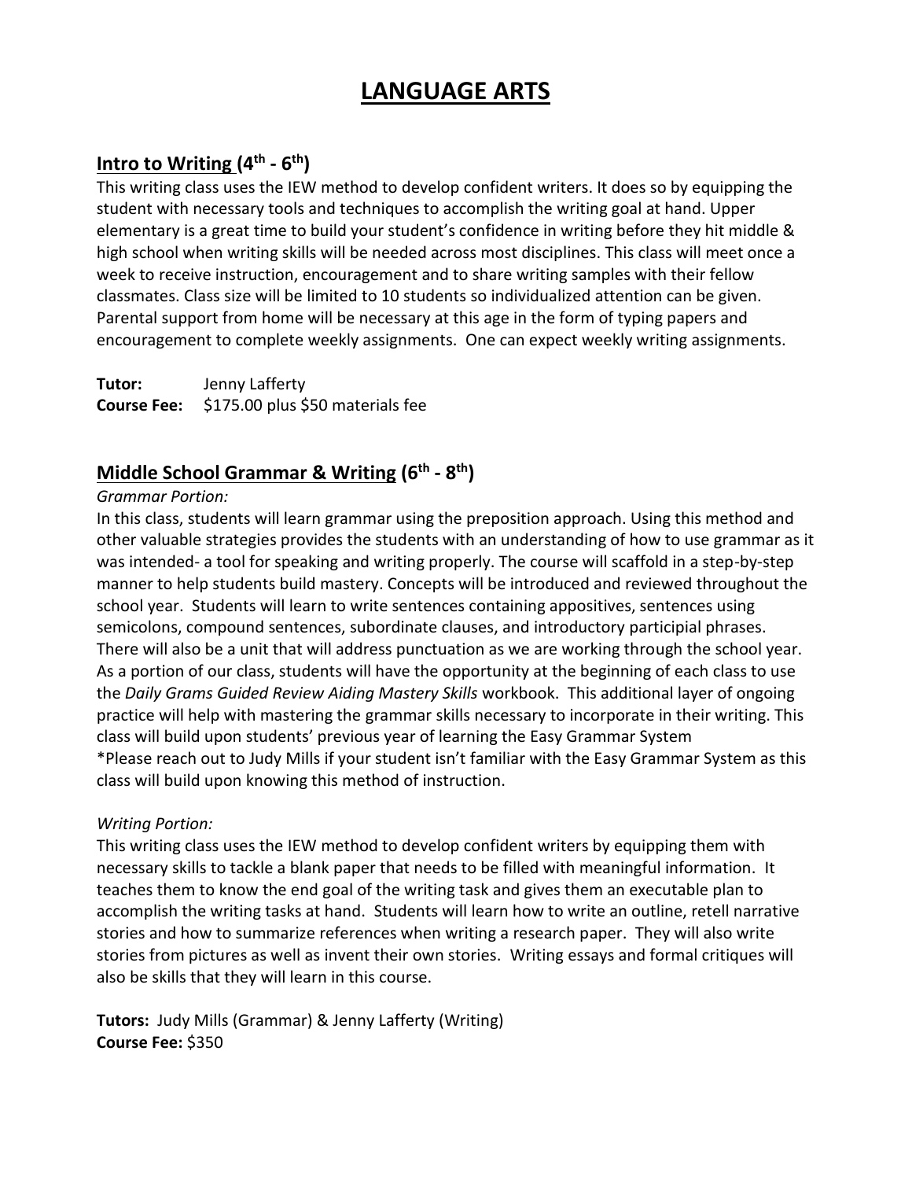# LANGUAGE ARTS

## Intro to Writing (4th - 6th)

This writing class uses the IEW method to develop confident writers. It does so by equipping the student with necessary tools and techniques to accomplish the writing goal at hand. Upper elementary is a great time to build your student's confidence in writing before they hit middle & high school when writing skills will be needed across most disciplines. This class will meet once a week to receive instruction, encouragement and to share writing samples with their fellow classmates. Class size will be limited to 10 students so individualized attention can be given. Parental support from home will be necessary at this age in the form of typing papers and encouragement to complete weekly assignments. One can expect weekly writing assignments.

**Tutor:** Jenny Lafferty
**Course Fee:** $175.00 plus $50 materials fee

## Middle School Grammar & Writing (6th - 8th)

*Grammar Portion:*

In this class, students will learn grammar using the preposition approach. Using this method and other valuable strategies provides the students with an understanding of how to use grammar as it was intended- a tool for speaking and writing properly. The course will scaffold in a step-by-step manner to help students build mastery. Concepts will be introduced and reviewed throughout the school year. Students will learn to write sentences containing appositives, sentences using semicolons, compound sentences, subordinate clauses, and introductory participial phrases. There will also be a unit that will address punctuation as we are working through the school year. As a portion of our class, students will have the opportunity at the beginning of each class to use the *Daily Grams Guided Review Aiding Mastery Skills* workbook. This additional layer of ongoing practice will help with mastering the grammar skills necessary to incorporate in their writing. This class will build upon students' previous year of learning the Easy Grammar System
*Please reach out to Judy Mills if your student isn't familiar with the Easy Grammar System as this class will build upon knowing this method of instruction.

*Writing Portion:*

This writing class uses the IEW method to develop confident writers by equipping them with necessary skills to tackle a blank paper that needs to be filled with meaningful information. It teaches them to know the end goal of the writing task and gives them an executable plan to accomplish the writing tasks at hand. Students will learn how to write an outline, retell narrative stories and how to summarize references when writing a research paper. They will also write stories from pictures as well as invent their own stories. Writing essays and formal critiques will also be skills that they will learn in this course.

**Tutors:** Judy Mills (Grammar) & Jenny Lafferty (Writing)
**Course Fee:** $350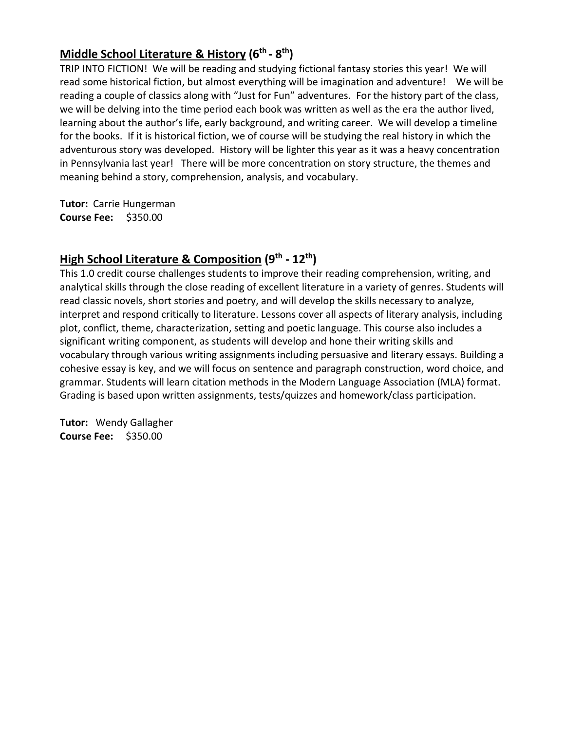## Middle School Literature & History (6th - 8th)

TRIP INTO FICTION! We will be reading and studying fictional fantasy stories this year! We will read some historical fiction, but almost everything will be imagination and adventure! We will be reading a couple of classics along with "Just for Fun" adventures. For the history part of the class, we will be delving into the time period each book was written as well as the era the author lived, learning about the author's life, early background, and writing career. We will develop a timeline for the books. If it is historical fiction, we of course will be studying the real history in which the adventurous story was developed. History will be lighter this year as it was a heavy concentration in Pennsylvania last year! There will be more concentration on story structure, the themes and meaning behind a story, comprehension, analysis, and vocabulary.

**Tutor:** Carrie Hungerman
**Course Fee:** $350.00

## High School Literature & Composition (9th - 12th)

This 1.0 credit course challenges students to improve their reading comprehension, writing, and analytical skills through the close reading of excellent literature in a variety of genres. Students will read classic novels, short stories and poetry, and will develop the skills necessary to analyze, interpret and respond critically to literature. Lessons cover all aspects of literary analysis, including plot, conflict, theme, characterization, setting and poetic language. This course also includes a significant writing component, as students will develop and hone their writing skills and vocabulary through various writing assignments including persuasive and literary essays. Building a cohesive essay is key, and we will focus on sentence and paragraph construction, word choice, and grammar. Students will learn citation methods in the Modern Language Association (MLA) format. Grading is based upon written assignments, tests/quizzes and homework/class participation.

**Tutor:** Wendy Gallagher
**Course Fee:** $350.00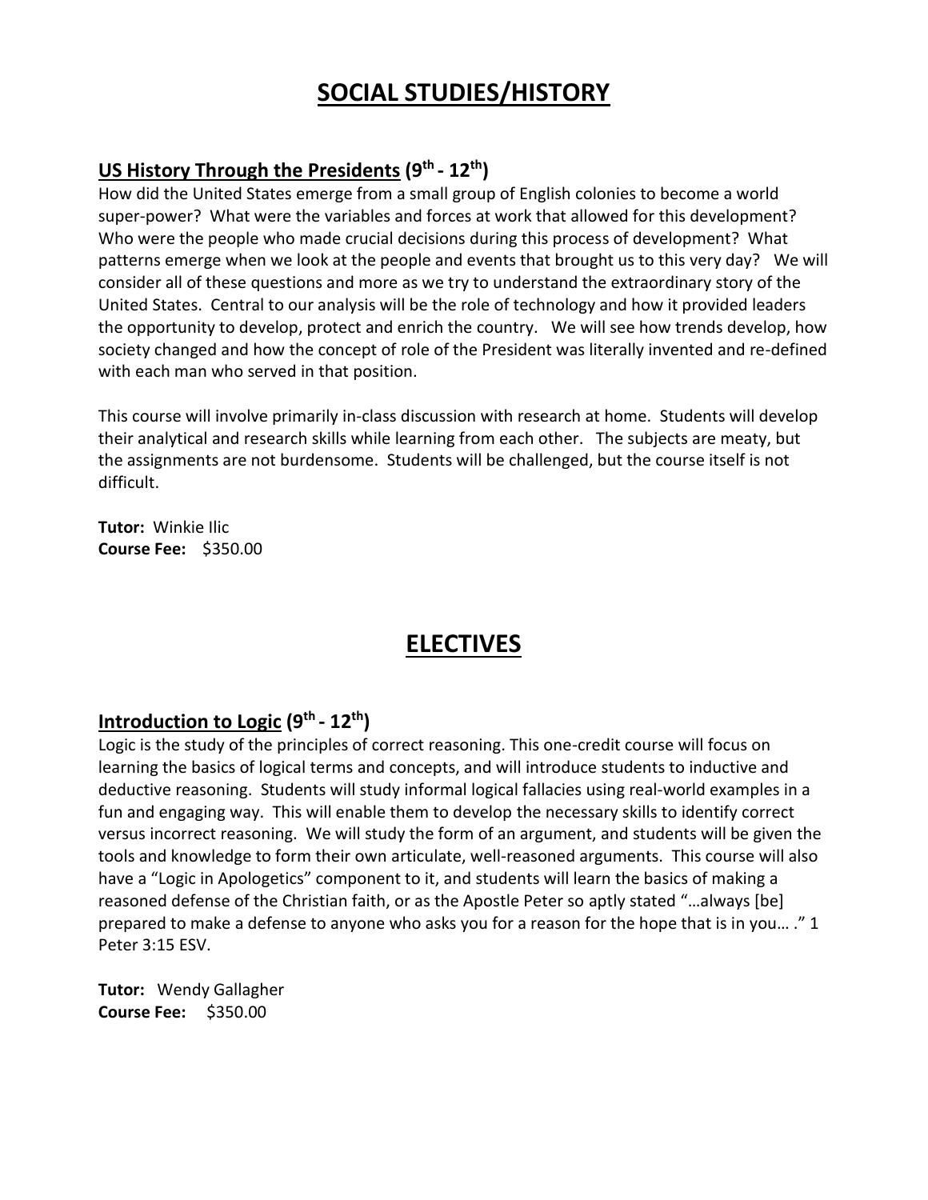# SOCIAL STUDIES/HISTORY

## US History Through the Presidents (9th - 12th)

How did the United States emerge from a small group of English colonies to become a world super-power? What were the variables and forces at work that allowed for this development? Who were the people who made crucial decisions during this process of development? What patterns emerge when we look at the people and events that brought us to this very day? We will consider all of these questions and more as we try to understand the extraordinary story of the United States. Central to our analysis will be the role of technology and how it provided leaders the opportunity to develop, protect and enrich the country. We will see how trends develop, how society changed and how the concept of role of the President was literally invented and re-defined with each man who served in that position.

This course will involve primarily in-class discussion with research at home. Students will develop their analytical and research skills while learning from each other. The subjects are meaty, but the assignments are not burdensome. Students will be challenged, but the course itself is not difficult.

**Tutor:** Winkie Ilic
**Course Fee:** $350.00

# ELECTIVES

## Introduction to Logic (9th - 12th)

Logic is the study of the principles of correct reasoning. This one-credit course will focus on learning the basics of logical terms and concepts, and will introduce students to inductive and deductive reasoning. Students will study informal logical fallacies using real-world examples in a fun and engaging way. This will enable them to develop the necessary skills to identify correct versus incorrect reasoning. We will study the form of an argument, and students will be given the tools and knowledge to form their own articulate, well-reasoned arguments. This course will also have a "Logic in Apologetics" component to it, and students will learn the basics of making a reasoned defense of the Christian faith, or as the Apostle Peter so aptly stated "…always [be] prepared to make a defense to anyone who asks you for a reason for the hope that is in you… ." 1 Peter 3:15 ESV.

**Tutor:** Wendy Gallagher
**Course Fee:** $350.00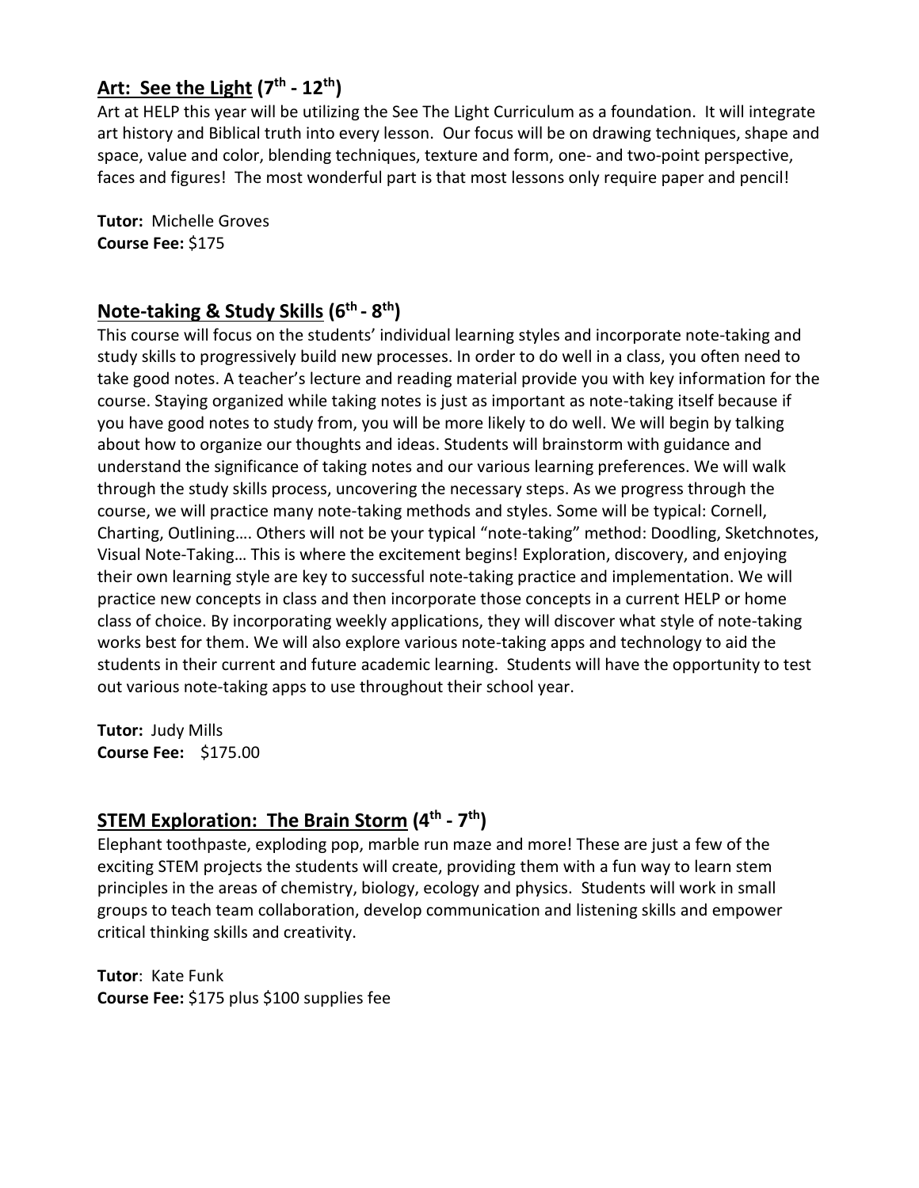## Art: See the Light (7th - 12th)

Art at HELP this year will be utilizing the See The Light Curriculum as a foundation. It will integrate art history and Biblical truth into every lesson. Our focus will be on drawing techniques, shape and space, value and color, blending techniques, texture and form, one- and two-point perspective, faces and figures! The most wonderful part is that most lessons only require paper and pencil!

**Tutor:** Michelle Groves
**Course Fee:** $175

## Note-taking & Study Skills (6th - 8th)

This course will focus on the students' individual learning styles and incorporate note-taking and study skills to progressively build new processes. In order to do well in a class, you often need to take good notes. A teacher's lecture and reading material provide you with key information for the course. Staying organized while taking notes is just as important as note-taking itself because if you have good notes to study from, you will be more likely to do well. We will begin by talking about how to organize our thoughts and ideas. Students will brainstorm with guidance and understand the significance of taking notes and our various learning preferences. We will walk through the study skills process, uncovering the necessary steps. As we progress through the course, we will practice many note-taking methods and styles. Some will be typical: Cornell, Charting, Outlining…. Others will not be your typical "note-taking" method: Doodling, Sketchnotes, Visual Note-Taking… This is where the excitement begins! Exploration, discovery, and enjoying their own learning style are key to successful note-taking practice and implementation. We will practice new concepts in class and then incorporate those concepts in a current HELP or home class of choice. By incorporating weekly applications, they will discover what style of note-taking works best for them. We will also explore various note-taking apps and technology to aid the students in their current and future academic learning. Students will have the opportunity to test out various note-taking apps to use throughout their school year.

**Tutor:** Judy Mills
**Course Fee:** $175.00

## STEM Exploration: The Brain Storm (4th - 7th)

Elephant toothpaste, exploding pop, marble run maze and more! These are just a few of the exciting STEM projects the students will create, providing them with a fun way to learn stem principles in the areas of chemistry, biology, ecology and physics. Students will work in small groups to teach team collaboration, develop communication and listening skills and empower critical thinking skills and creativity.

**Tutor**: Kate Funk
**Course Fee:** $175 plus $100 supplies fee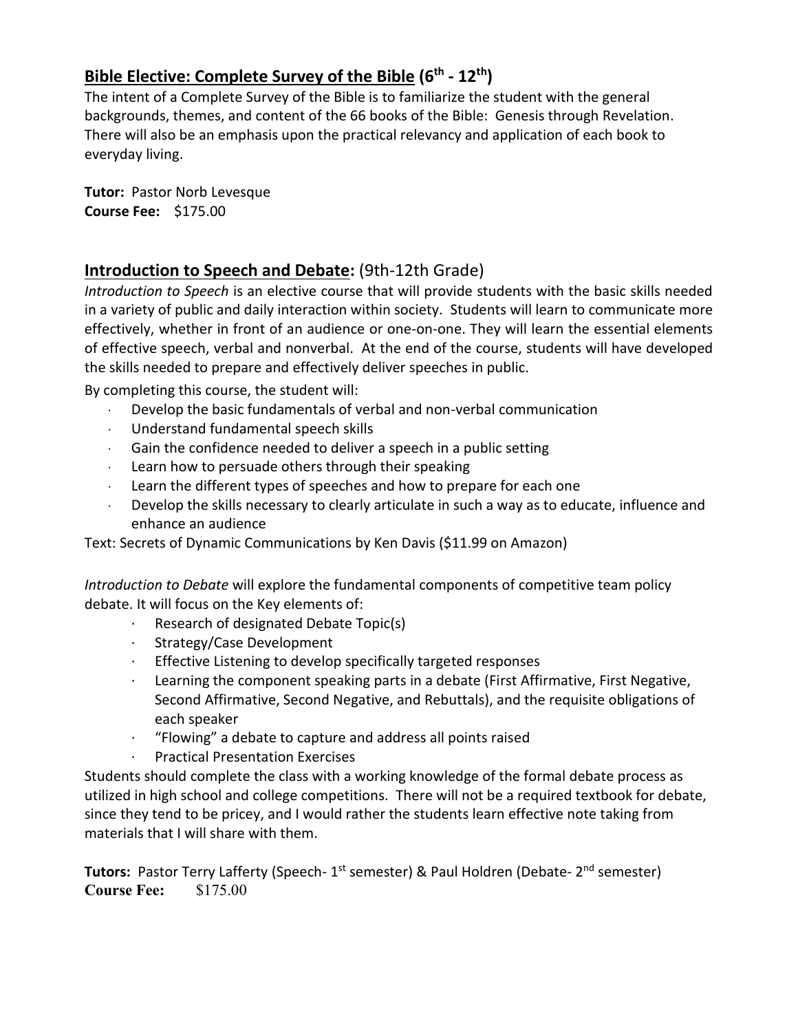## Bible Elective: Complete Survey of the Bible (6th - 12th)

The intent of a Complete Survey of the Bible is to familiarize the student with the general backgrounds, themes, and content of the 66 books of the Bible: Genesis through Revelation. There will also be an emphasis upon the practical relevancy and application of each book to everyday living.

**Tutor:** Pastor Norb Levesque
**Course Fee:** $175.00

## Introduction to Speech and Debate: (9th-12th Grade)

*Introduction to Speech* is an elective course that will provide students with the basic skills needed in a variety of public and daily interaction within society. Students will learn to communicate more effectively, whether in front of an audience or one-on-one. They will learn the essential elements of effective speech, verbal and nonverbal. At the end of the course, students will have developed the skills needed to prepare and effectively deliver speeches in public.

By completing this course, the student will:

- Develop the basic fundamentals of verbal and non-verbal communication
- Understand fundamental speech skills
- Gain the confidence needed to deliver a speech in a public setting
- Learn how to persuade others through their speaking
- Learn the different types of speeches and how to prepare for each one
- Develop the skills necessary to clearly articulate in such a way as to educate, influence and enhance an audience

Text: Secrets of Dynamic Communications by Ken Davis ($11.99 on Amazon)

*Introduction to Debate* will explore the fundamental components of competitive team policy debate. It will focus on the Key elements of:

- Research of designated Debate Topic(s)
- Strategy/Case Development
- Effective Listening to develop specifically targeted responses
- Learning the component speaking parts in a debate (First Affirmative, First Negative, Second Affirmative, Second Negative, and Rebuttals), and the requisite obligations of each speaker
- "Flowing" a debate to capture and address all points raised
- Practical Presentation Exercises

Students should complete the class with a working knowledge of the formal debate process as utilized in high school and college competitions. There will not be a required textbook for debate, since they tend to be pricey, and I would rather the students learn effective note taking from materials that I will share with them.

**Tutors:** Pastor Terry Lafferty (Speech- 1st semester) & Paul Holdren (Debate- 2nd semester)
**Course Fee:** $175.00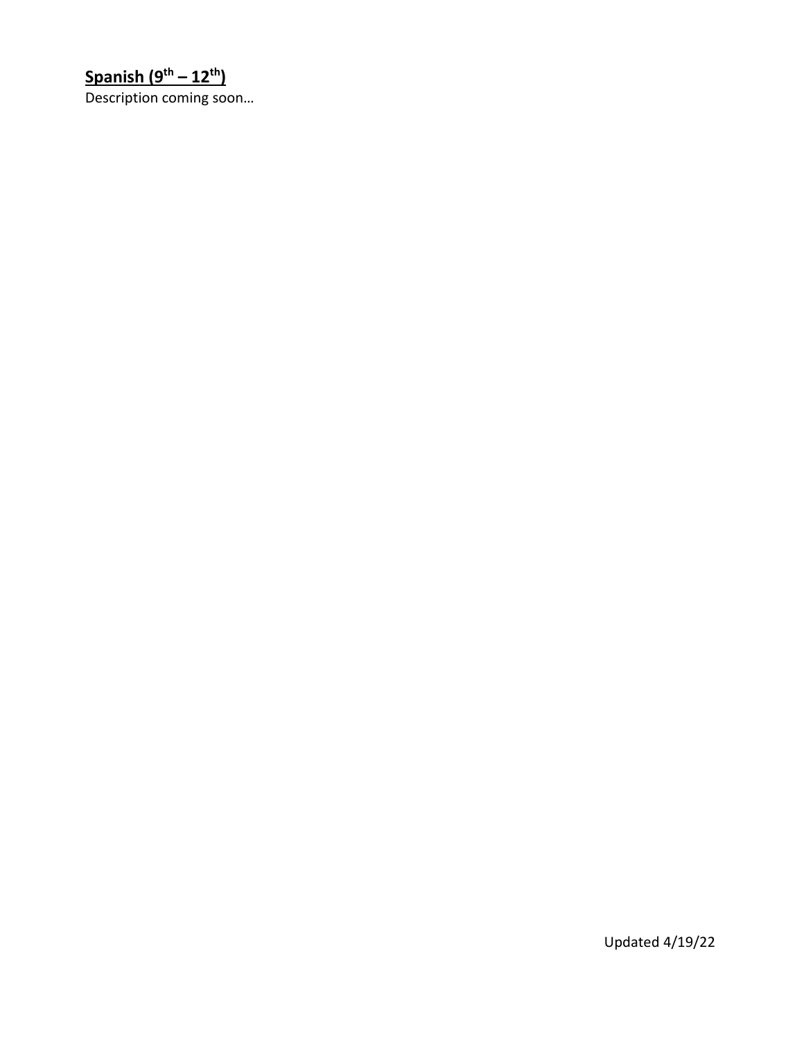**Spanish (9th – 12th)**

Description coming soon…

Updated 4/19/22